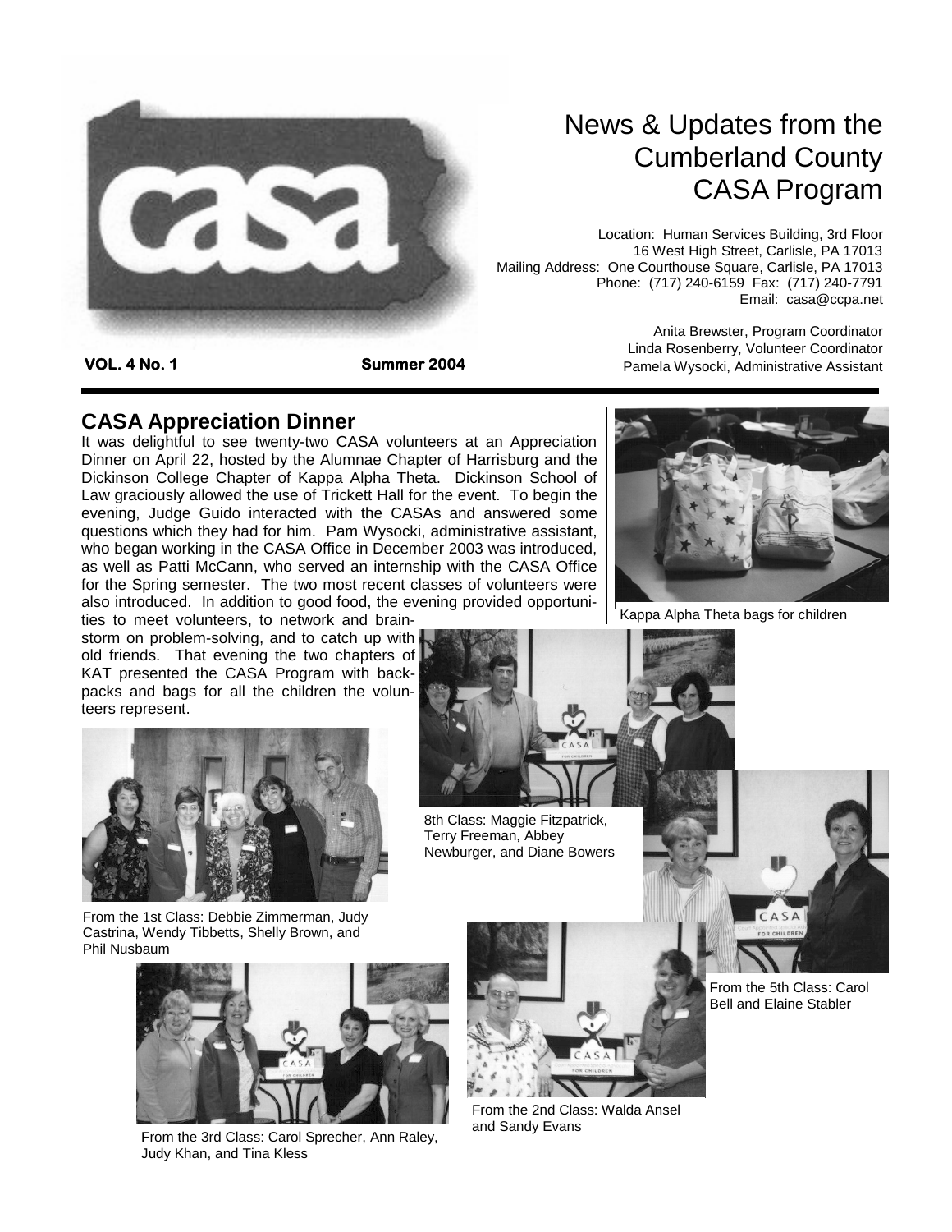# News & Updates from the Cumberland County CASA Program

Location: Human Services Building, 3rd Floor
16 West High Street, Carlisle, PA 17013
Mailing Address: One Courthouse Square, Carlisle, PA 17013
Phone: (717) 240-6159 Fax: (717) 240-7791
Email: casa@ccpa.net

Anita Brewster, Program Coordinator
Linda Rosenberry, Volunteer Coordinator
Pamela Wysocki, Administrative Assistant

**VOL. 4 No. 1** **Summer 2004**

## CASA Appreciation Dinner

It was delightful to see twenty-two CASA volunteers at an Appreciation Dinner on April 22, hosted by the Alumnae Chapter of Harrisburg and the Dickinson College Chapter of Kappa Alpha Theta. Dickinson School of Law graciously allowed the use of Trickett Hall for the event. To begin the evening, Judge Guido interacted with the CASAs and answered some questions which they had for him. Pam Wysocki, administrative assistant, who began working in the CASA Office in December 2003 was introduced, as well as Patti McCann, who served an internship with the CASA Office for the Spring semester. The two most recent classes of volunteers were also introduced. In addition to good food, the evening provided opportunities to meet volunteers, to network and brainstorm on problem-solving, and to catch up with old friends. That evening the two chapters of KAT presented the CASA Program with backpacks and bags for all the children the volunteers represent.

Kappa Alpha Theta bags for children

8th Class: Maggie Fitzpatrick, Terry Freeman, Abbey Newburger, and Diane Bowers

From the 1st Class: Debbie Zimmerman, Judy Castrina, Wendy Tibbetts, Shelly Brown, and Phil Nusbaum

From the 5th Class: Carol Bell and Elaine Stabler

From the 3rd Class: Carol Sprecher, Ann Raley, Judy Khan, and Tina Kless

From the 2nd Class: Walda Ansel and Sandy Evans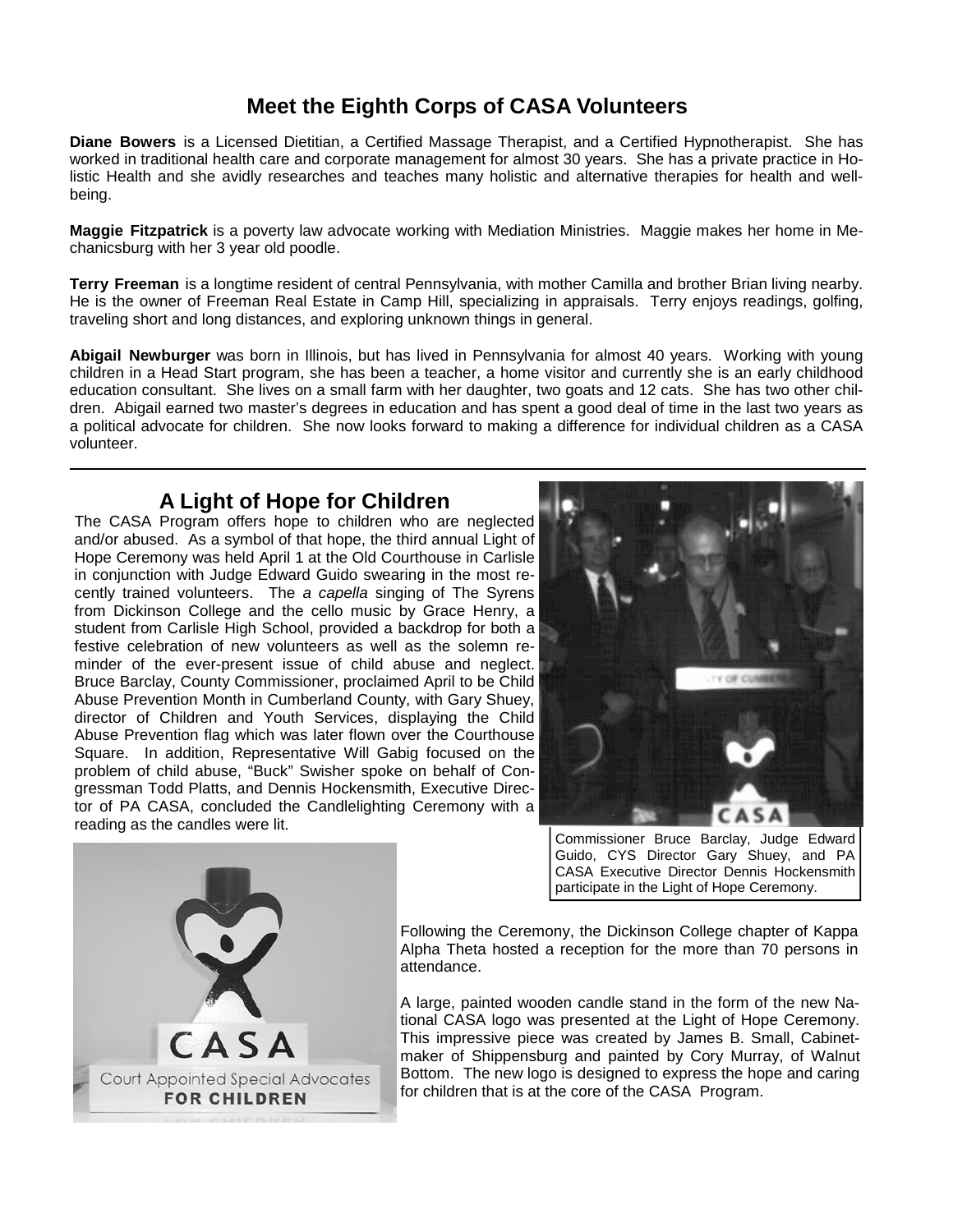## Meet the Eighth Corps of CASA Volunteers

**Diane Bowers** is a Licensed Dietitian, a Certified Massage Therapist, and a Certified Hypnotherapist. She has worked in traditional health care and corporate management for almost 30 years. She has a private practice in Holistic Health and she avidly researches and teaches many holistic and alternative therapies for health and well-being.

**Maggie Fitzpatrick** is a poverty law advocate working with Mediation Ministries. Maggie makes her home in Mechanicsburg with her 3 year old poodle.

**Terry Freeman** is a longtime resident of central Pennsylvania, with mother Camilla and brother Brian living nearby. He is the owner of Freeman Real Estate in Camp Hill, specializing in appraisals. Terry enjoys readings, golfing, traveling short and long distances, and exploring unknown things in general.

**Abigail Newburger** was born in Illinois, but has lived in Pennsylvania for almost 40 years. Working with young children in a Head Start program, she has been a teacher, a home visitor and currently she is an early childhood education consultant. She lives on a small farm with her daughter, two goats and 12 cats. She has two other children. Abigail earned two master's degrees in education and has spent a good deal of time in the last two years as a political advocate for children. She now looks forward to making a difference for individual children as a CASA volunteer.

---

## A Light of Hope for Children

The CASA Program offers hope to children who are neglected and/or abused. As a symbol of that hope, the third annual Light of Hope Ceremony was held April 1 at the Old Courthouse in Carlisle in conjunction with Judge Edward Guido swearing in the most recently trained volunteers. The *a capella* singing of The Syrens from Dickinson College and the cello music by Grace Henry, a student from Carlisle High School, provided a backdrop for both a festive celebration of new volunteers as well as the solemn reminder of the ever-present issue of child abuse and neglect. Bruce Barclay, County Commissioner, proclaimed April to be Child Abuse Prevention Month in Cumberland County, with Gary Shuey, director of Children and Youth Services, displaying the Child Abuse Prevention flag which was later flown over the Courthouse Square. In addition, Representative Will Gabig focused on the problem of child abuse, "Buck" Swisher spoke on behalf of Congressman Todd Platts, and Dennis Hockensmith, Executive Director of PA CASA, concluded the Candlelighting Ceremony with a reading as the candles were lit.

Commissioner Bruce Barclay, Judge Edward Guido, CYS Director Gary Shuey, and PA CASA Executive Director Dennis Hockensmith participate in the Light of Hope Ceremony.

Following the Ceremony, the Dickinson College chapter of Kappa Alpha Theta hosted a reception for the more than 70 persons in attendance.

A large, painted wooden candle stand in the form of the new National CASA logo was presented at the Light of Hope Ceremony. This impressive piece was created by James B. Small, Cabinetmaker of Shippensburg and painted by Cory Murray, of Walnut Bottom. The new logo is designed to express the hope and caring for children that is at the core of the CASA Program.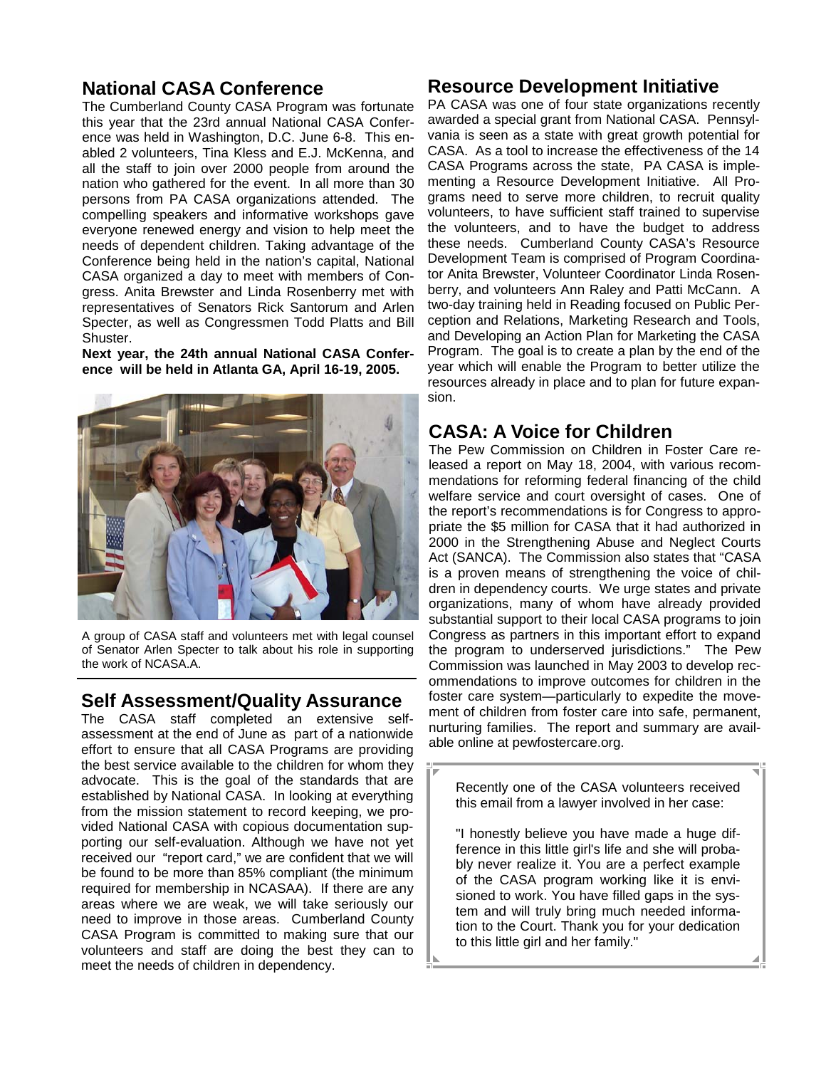## National CASA Conference

The Cumberland County CASA Program was fortunate this year that the 23rd annual National CASA Conference was held in Washington, D.C. June 6-8. This enabled 2 volunteers, Tina Kless and E.J. McKenna, and all the staff to join over 2000 people from around the nation who gathered for the event. In all more than 30 persons from PA CASA organizations attended. The compelling speakers and informative workshops gave everyone renewed energy and vision to help meet the needs of dependent children. Taking advantage of the Conference being held in the nation's capital, National CASA organized a day to meet with members of Congress. Anita Brewster and Linda Rosenberry met with representatives of Senators Rick Santorum and Arlen Specter, as well as Congressmen Todd Platts and Bill Shuster.

**Next year, the 24th annual National CASA Conference will be held in Atlanta GA, April 16-19, 2005.**

A group of CASA staff and volunteers met with legal counsel of Senator Arlen Specter to talk about his role in supporting the work of NCASA.A.

## Self Assessment/Quality Assurance

The CASA staff completed an extensive self-assessment at the end of June as part of a nationwide effort to ensure that all CASA Programs are providing the best service available to the children for whom they advocate. This is the goal of the standards that are established by National CASA. In looking at everything from the mission statement to record keeping, we provided National CASA with copious documentation supporting our self-evaluation. Although we have not yet received our "report card," we are confident that we will be found to be more than 85% compliant (the minimum required for membership in NCASAA). If there are any areas where we are weak, we will take seriously our need to improve in those areas. Cumberland County CASA Program is committed to making sure that our volunteers and staff are doing the best they can to meet the needs of children in dependency.

## Resource Development Initiative

PA CASA was one of four state organizations recently awarded a special grant from National CASA. Pennsylvania is seen as a state with great growth potential for CASA. As a tool to increase the effectiveness of the 14 CASA Programs across the state, PA CASA is implementing a Resource Development Initiative. All Programs need to serve more children, to recruit quality volunteers, to have sufficient staff trained to supervise the volunteers, and to have the budget to address these needs. Cumberland County CASA's Resource Development Team is comprised of Program Coordinator Anita Brewster, Volunteer Coordinator Linda Rosenberry, and volunteers Ann Raley and Patti McCann. A two-day training held in Reading focused on Public Perception and Relations, Marketing Research and Tools, and Developing an Action Plan for Marketing the CASA Program. The goal is to create a plan by the end of the year which will enable the Program to better utilize the resources already in place and to plan for future expansion.

## CASA: A Voice for Children

The Pew Commission on Children in Foster Care released a report on May 18, 2004, with various recommendations for reforming federal financing of the child welfare service and court oversight of cases. One of the report's recommendations is for Congress to appropriate the $5 million for CASA that it had authorized in 2000 in the Strengthening Abuse and Neglect Courts Act (SANCA). The Commission also states that "CASA is a proven means of strengthening the voice of children in dependency courts. We urge states and private organizations, many of whom have already provided substantial support to their local CASA programs to join Congress as partners in this important effort to expand the program to underserved jurisdictions." The Pew Commission was launched in May 2003 to develop recommendations to improve outcomes for children in the foster care system—particularly to expedite the movement of children from foster care into safe, permanent, nurturing families. The report and summary are available online at pewfostercare.org.

Recently one of the CASA volunteers received this email from a lawyer involved in her case:

"I honestly believe you have made a huge difference in this little girl's life and she will probably never realize it. You are a perfect example of the CASA program working like it is envisioned to work. You have filled gaps in the system and will truly bring much needed information to the Court. Thank you for your dedication to this little girl and her family."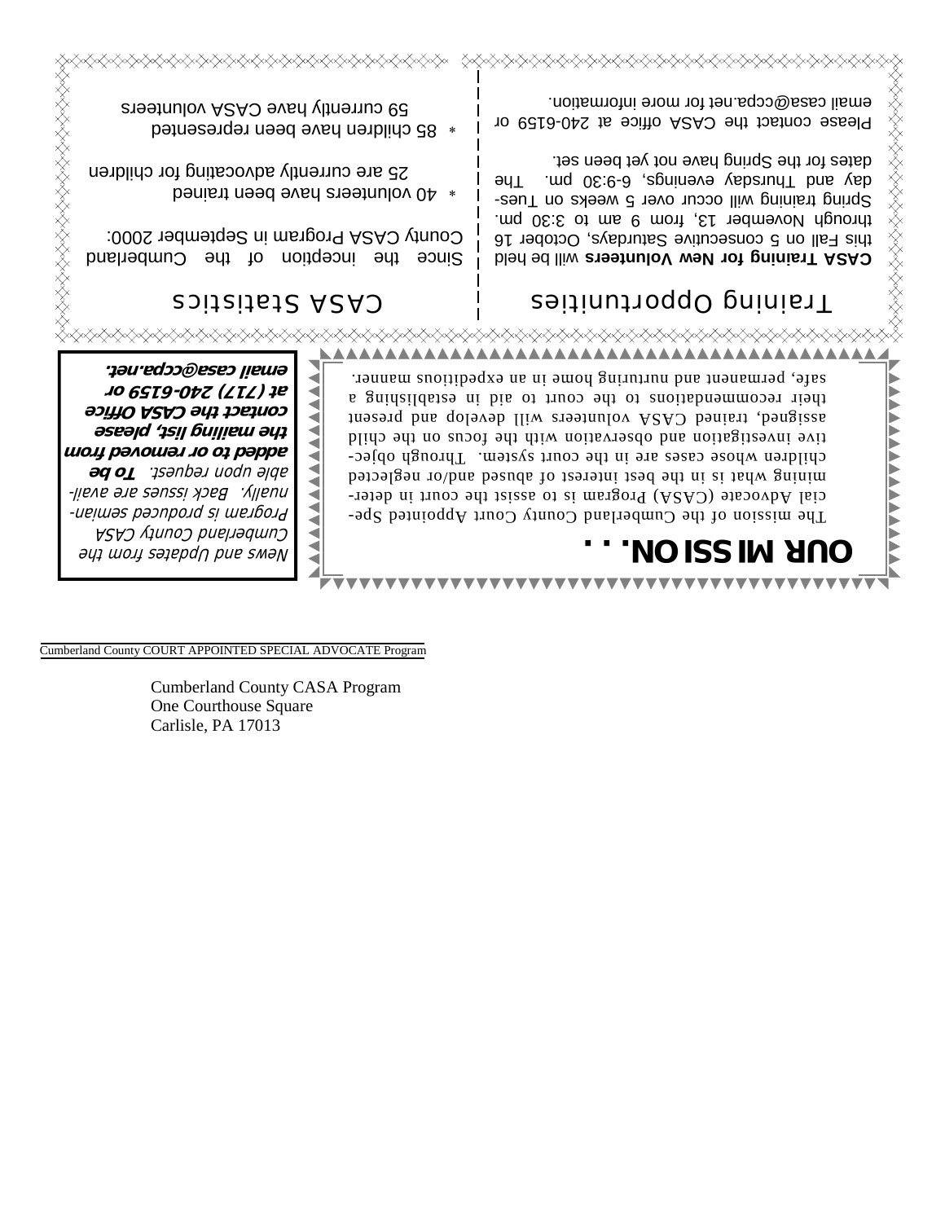## Training Opportunities

**CASA Training for New Volunteers** will be held this Fall on 5 consecutive Saturdays, October 16 through November 13, from 9 am to 3:30 pm. Spring training will occur over 5 weeks on Tuesday and Thursday evenings, 6-9:30 pm. The dates for the Spring have not yet been set.

Please contact the CASA office at 240-6159 or email casa@ccpa.net for more information.

## CASA Statistics

Since the inception of the Cumberland County CASA Program in September 2000:

* 40 volunteers have been trained
  25 are currently advocating for children
* 85 children have been represented
  59 currently have CASA volunteers

## OUR MISSION. . .

The mission of the Cumberland County Court Appointed Special Advocate (CASA) Program is to assist the court in determining what is in the best interest of abused and/or neglected children whose cases are in the court system. Through objective investigation and observation with the focus on the child assigned, trained CASA volunteers will develop and present their recommendations to the court to aid in establishing a safe, permanent and nurturing home in an expeditious manner.

*News and Updates from the Cumberland County CASA Program is produced semiannually. Back issues are available upon request.* ***To be added to or removed from the mailing list, please contact the CASA Office at (717) 240-6159 or email casa@ccpa.net.***

Cumberland County COURT APPOINTED SPECIAL ADVOCATE Program

Cumberland County CASA Program
One Courthouse Square
Carlisle, PA 17013